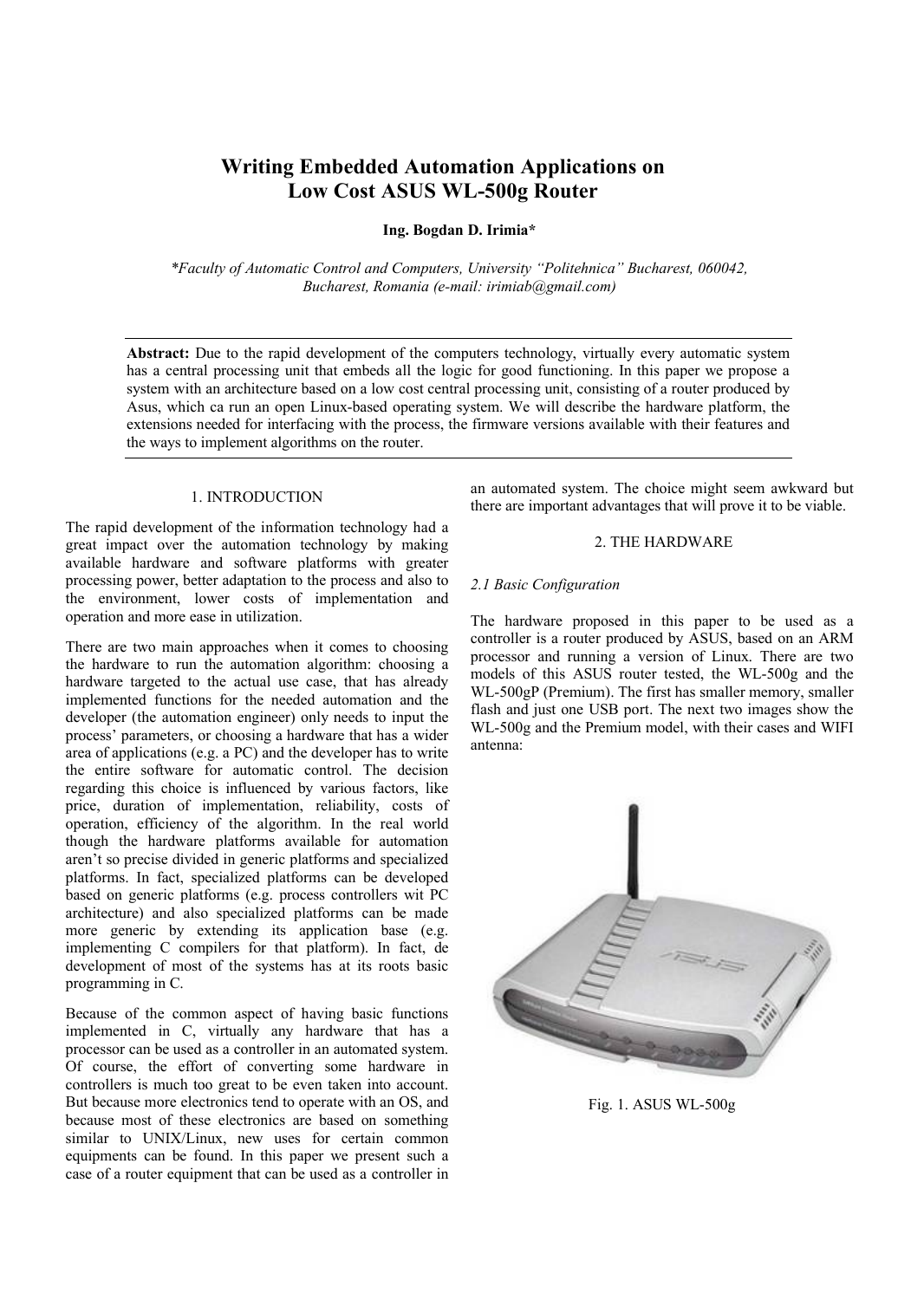# Writing Embedded Automation Applications on Low Cost ASUS WL-500g Router

**Ing. Bogdan D. Irimia***

*\*Faculty of Automatic Control and Computers, University "Politehnica" Bucharest, 060042, Bucharest, Romania (e-mail: irimiab@gmail.com)*

**Abstract:** Due to the rapid development of the computers technology, virtually every automatic system has a central processing unit that embeds all the logic for good functioning. In this paper we propose a system with an architecture based on a low cost central processing unit, consisting of a router produced by Asus, which ca run an open Linux-based operating system. We will describe the hardware platform, the extensions needed for interfacing with the process, the firmware versions available with their features and the ways to implement algorithms on the router.

## 1. INTRODUCTION

The rapid development of the information technology had a great impact over the automation technology by making available hardware and software platforms with greater processing power, better adaptation to the process and also to the environment, lower costs of implementation and operation and more ease in utilization.

There are two main approaches when it comes to choosing the hardware to run the automation algorithm: choosing a hardware targeted to the actual use case, that has already implemented functions for the needed automation and the developer (the automation engineer) only needs to input the process' parameters, or choosing a hardware that has a wider area of applications (e.g. a PC) and the developer has to write the entire software for automatic control. The decision regarding this choice is influenced by various factors, like price, duration of implementation, reliability, costs of operation, efficiency of the algorithm. In the real world though the hardware platforms available for automation aren't so precise divided in generic platforms and specialized platforms. In fact, specialized platforms can be developed based on generic platforms (e.g. process controllers wit PC architecture) and also specialized platforms can be made more generic by extending its application base (e.g. implementing C compilers for that platform). In fact, de development of most of the systems has at its roots basic programming in C.

Because of the common aspect of having basic functions implemented in C, virtually any hardware that has a processor can be used as a controller in an automated system. Of course, the effort of converting some hardware in controllers is much too great to be even taken into account. But because more electronics tend to operate with an OS, and because most of these electronics are based on something similar to UNIX/Linux, new uses for certain common equipments can be found. In this paper we present such a case of a router equipment that can be used as a controller in an automated system. The choice might seem awkward but there are important advantages that will prove it to be viable.

## 2. THE HARDWARE

### *2.1 Basic Configuration*

The hardware proposed in this paper to be used as a controller is a router produced by ASUS, based on an ARM processor and running a version of Linux. There are two models of this ASUS router tested, the WL-500g and the WL-500gP (Premium). The first has smaller memory, smaller flash and just one USB port. The next two images show the WL-500g and the Premium model, with their cases and WIFI antenna:

Fig. 1. ASUS WL-500g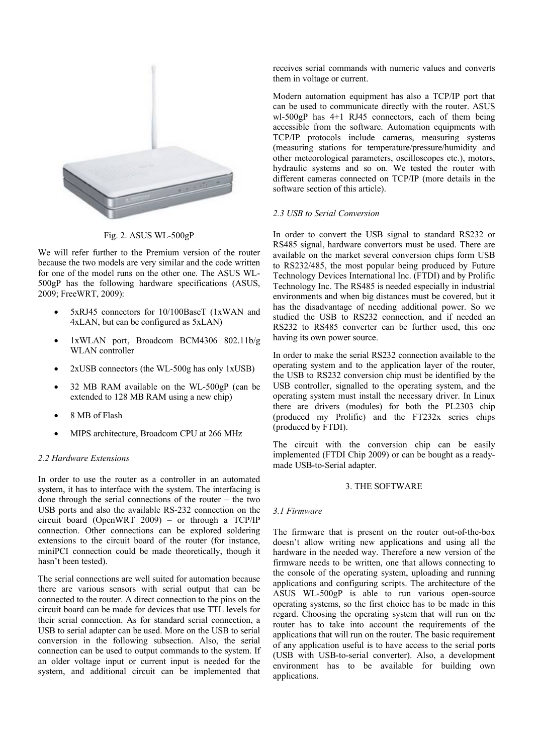Fig. 2. ASUS WL-500gP

We will refer further to the Premium version of the router because the two models are very similar and the code written for one of the model runs on the other one. The ASUS WL-500gP has the following hardware specifications (ASUS, 2009; FreeWRT, 2009):

- 5xRJ45 connectors for 10/100BaseT (1xWAN and 4xLAN, but can be configured as 5xLAN)
- 1xWLAN port, Broadcom BCM4306 802.11b/g WLAN controller
- 2xUSB connectors (the WL-500g has only 1xUSB)
- 32 MB RAM available on the WL-500gP (can be extended to 128 MB RAM using a new chip)
- 8 MB of Flash
- MIPS architecture, Broadcom CPU at 266 MHz

### *2.2 Hardware Extensions*

In order to use the router as a controller in an automated system, it has to interface with the system. The interfacing is done through the serial connections of the router – the two USB ports and also the available RS-232 connection on the circuit board (OpenWRT 2009) – or through a TCP/IP connection. Other connections can be explored soldering extensions to the circuit board of the router (for instance, miniPCI connection could be made theoretically, though it hasn't been tested).

The serial connections are well suited for automation because there are various sensors with serial output that can be connected to the router. A direct connection to the pins on the circuit board can be made for devices that use TTL levels for their serial connection. As for standard serial connection, a USB to serial adapter can be used. More on the USB to serial conversion in the following subsection. Also, the serial connection can be used to output commands to the system. If an older voltage input or current input is needed for the system, and additional circuit can be implemented that receives serial commands with numeric values and converts them in voltage or current.

Modern automation equipment has also a TCP/IP port that can be used to communicate directly with the router. ASUS wl-500gP has 4+1 RJ45 connectors, each of them being accessible from the software. Automation equipments with TCP/IP protocols include cameras, measuring systems (measuring stations for temperature/pressure/humidity and other meteorological parameters, oscilloscopes etc.), motors, hydraulic systems and so on. We tested the router with different cameras connected on TCP/IP (more details in the software section of this article).

### *2.3 USB to Serial Conversion*

In order to convert the USB signal to standard RS232 or RS485 signal, hardware convertors must be used. There are available on the market several conversion chips form USB to RS232/485, the most popular being produced by Future Technology Devices International Inc. (FTDI) and by Prolific Technology Inc. The RS485 is needed especially in industrial environments and when big distances must be covered, but it has the disadvantage of needing additional power. So we studied the USB to RS232 connection, and if needed an RS232 to RS485 converter can be further used, this one having its own power source.

In order to make the serial RS232 connection available to the operating system and to the application layer of the router, the USB to RS232 conversion chip must be identified by the USB controller, signalled to the operating system, and the operating system must install the necessary driver. In Linux there are drivers (modules) for both the PL2303 chip (produced my Prolific) and the FT232x series chips (produced by FTDI).

The circuit with the conversion chip can be easily implemented (FTDI Chip 2009) or can be bought as a ready-made USB-to-Serial adapter.

## 3. THE SOFTWARE

### *3.1 Firmware*

The firmware that is present on the router out-of-the-box doesn't allow writing new applications and using all the hardware in the needed way. Therefore a new version of the firmware needs to be written, one that allows connecting to the console of the operating system, uploading and running applications and configuring scripts. The architecture of the ASUS WL-500gP is able to run various open-source operating systems, so the first choice has to be made in this regard. Choosing the operating system that will run on the router has to take into account the requirements of the applications that will run on the router. The basic requirement of any application useful is to have access to the serial ports (USB with USB-to-serial converter). Also, a development environment has to be available for building own applications.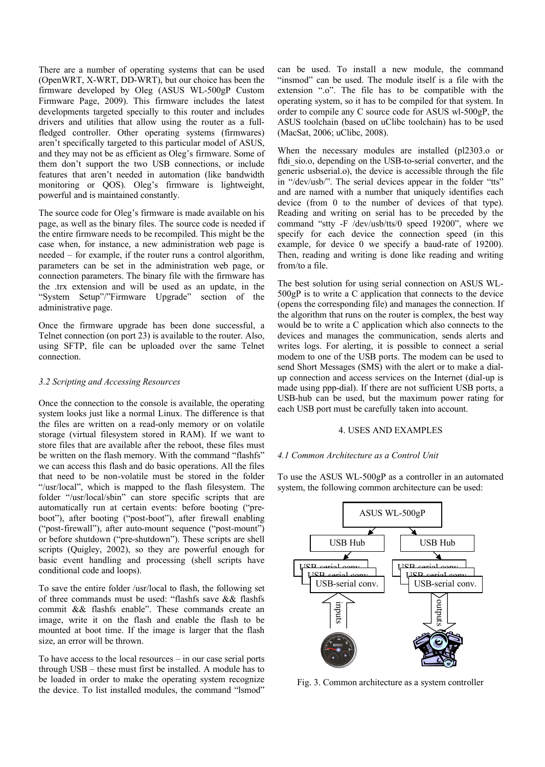There are a number of operating systems that can be used (OpenWRT, X-WRT, DD-WRT), but our choice has been the firmware developed by Oleg (ASUS WL-500gP Custom Firmware Page, 2009). This firmware includes the latest developments targeted specially to this router and includes drivers and utilities that allow using the router as a full-fledged controller. Other operating systems (firmwares) aren't specifically targeted to this particular model of ASUS, and they may not be as efficient as Oleg's firmware. Some of them don't support the two USB connections, or include features that aren't needed in automation (like bandwidth monitoring or QOS). Oleg's firmware is lightweight, powerful and is maintained constantly.

The source code for Oleg's firmware is made available on his page, as well as the binary files. The source code is needed if the entire firmware needs to be recompiled. This might be the case when, for instance, a new administration web page is needed – for example, if the router runs a control algorithm, parameters can be set in the administration web page, or connection parameters. The binary file with the firmware has the .trx extension and will be used as an update, in the "System Setup"/"Firmware Upgrade" section of the administrative page.

Once the firmware upgrade has been done successful, a Telnet connection (on port 23) is available to the router. Also, using SFTP, file can be uploaded over the same Telnet connection.

### *3.2 Scripting and Accessing Resources*

Once the connection to the console is available, the operating system looks just like a normal Linux. The difference is that the files are written on a read-only memory or on volatile storage (virtual filesystem stored in RAM). If we want to store files that are available after the reboot, these files must be written on the flash memory. With the command "flashfs" we can access this flash and do basic operations. All the files that need to be non-volatile must be stored in the folder "/usr/local", which is mapped to the flash filesystem. The folder "/usr/local/sbin" can store specific scripts that are automatically run at certain events: before booting ("pre-boot"), after booting ("post-boot"), after firewall enabling ("post-firewall"), after auto-mount sequence ("post-mount") or before shutdown ("pre-shutdown"). These scripts are shell scripts (Quigley, 2002), so they are powerful enough for basic event handling and processing (shell scripts have conditional code and loops).

To save the entire folder /usr/local to flash, the following set of three commands must be used: "flashfs save && flashfs commit && flashfs enable". These commands create an image, write it on the flash and enable the flash to be mounted at boot time. If the image is larger that the flash size, an error will be thrown.

To have access to the local resources – in our case serial ports through USB – these must first be installed. A module has to be loaded in order to make the operating system recognize the device. To list installed modules, the command "lsmod" can be used. To install a new module, the command "insmod" can be used. The module itself is a file with the extension ".o". The file has to be compatible with the operating system, so it has to be compiled for that system. In order to compile any C source code for ASUS wl-500gP, the ASUS toolchain (based on uClibc toolchain) has to be used (MacSat, 2006; uClibc, 2008).

When the necessary modules are installed (pl2303.o or ftdi_sio.o, depending on the USB-to-serial converter, and the generic usbserial.o), the device is accessible through the file in "/dev/usb/". The serial devices appear in the folder "tts" and are named with a number that uniquely identifies each device (from 0 to the number of devices of that type). Reading and writing on serial has to be preceded by the command "stty -F /dev/usb/tts/0 speed 19200", where we specify for each device the connection speed (in this example, for device 0 we specify a baud-rate of 19200). Then, reading and writing is done like reading and writing from/to a file.

The best solution for using serial connection on ASUS WL-500gP is to write a C application that connects to the device (opens the corresponding file) and manages the connection. If the algorithm that runs on the router is complex, the best way would be to write a C application which also connects to the devices and manages the communication, sends alerts and writes logs. For alerting, it is possible to connect a serial modem to one of the USB ports. The modem can be used to send Short Messages (SMS) with the alert or to make a dial-up connection and access services on the Internet (dial-up is made using ppp-dial). If there are not sufficient USB ports, a USB-hub can be used, but the maximum power rating for each USB port must be carefully taken into account.

## 4. USES AND EXAMPLES

### *4.1 Common Architecture as a Control Unit*

To use the ASUS WL-500gP as a controller in an automated system, the following common architecture can be used:

Fig. 3. Common architecture as a system controller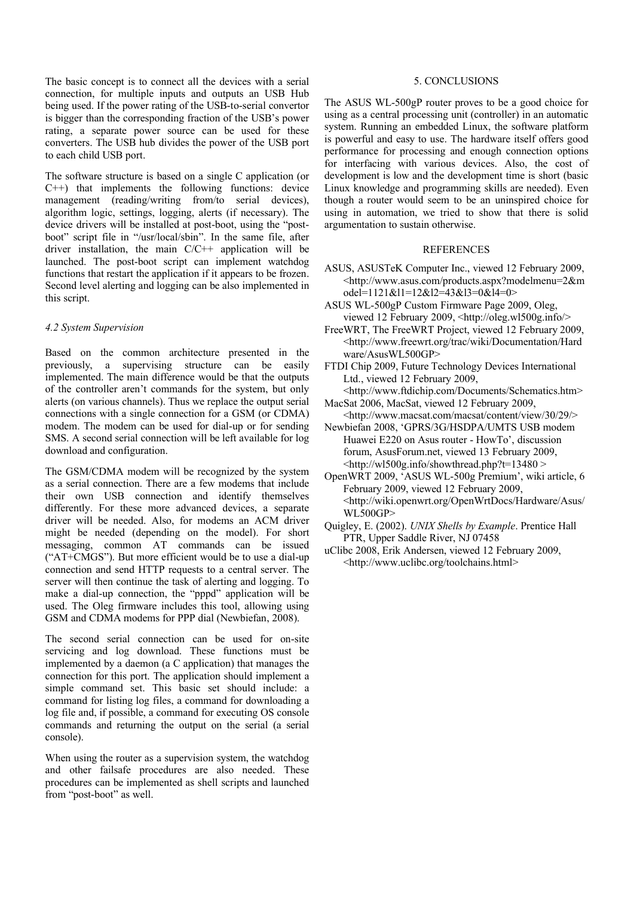The basic concept is to connect all the devices with a serial connection, for multiple inputs and outputs an USB Hub being used. If the power rating of the USB-to-serial convertor is bigger than the corresponding fraction of the USB's power rating, a separate power source can be used for these converters. The USB hub divides the power of the USB port to each child USB port.

The software structure is based on a single C application (or C++) that implements the following functions: device management (reading/writing from/to serial devices), algorithm logic, settings, logging, alerts (if necessary). The device drivers will be installed at post-boot, using the "post-boot" script file in "/usr/local/sbin". In the same file, after driver installation, the main C/C++ application will be launched. The post-boot script can implement watchdog functions that restart the application if it appears to be frozen. Second level alerting and logging can be also implemented in this script.

### *4.2 System Supervision*

Based on the common architecture presented in the previously, a supervising structure can be easily implemented. The main difference would be that the outputs of the controller aren't commands for the system, but only alerts (on various channels). Thus we replace the output serial connections with a single connection for a GSM (or CDMA) modem. The modem can be used for dial-up or for sending SMS. A second serial connection will be left available for log download and configuration.

The GSM/CDMA modem will be recognized by the system as a serial connection. There are a few modems that include their own USB connection and identify themselves differently. For these more advanced devices, a separate driver will be needed. Also, for modems an ACM driver might be needed (depending on the model). For short messaging, common AT commands can be issued ("AT+CMGS"). But more efficient would be to use a dial-up connection and send HTTP requests to a central server. The server will then continue the task of alerting and logging. To make a dial-up connection, the "pppd" application will be used. The Oleg firmware includes this tool, allowing using GSM and CDMA modems for PPP dial (Newbiefan, 2008).

The second serial connection can be used for on-site servicing and log download. These functions must be implemented by a daemon (a C application) that manages the connection for this port. The application should implement a simple command set. This basic set should include: a command for listing log files, a command for downloading a log file and, if possible, a command for executing OS console commands and returning the output on the serial (a serial console).

When using the router as a supervision system, the watchdog and other failsafe procedures are also needed. These procedures can be implemented as shell scripts and launched from "post-boot" as well.

## 5. CONCLUSIONS

The ASUS WL-500gP router proves to be a good choice for using as a central processing unit (controller) in an automatic system. Running an embedded Linux, the software platform is powerful and easy to use. The hardware itself offers good performance for processing and enough connection options for interfacing with various devices. Also, the cost of development is low and the development time is short (basic Linux knowledge and programming skills are needed). Even though a router would seem to be an uninspired choice for using in automation, we tried to show that there is solid argumentation to sustain otherwise.

## REFERENCES

ASUS, ASUSTeK Computer Inc., viewed 12 February 2009, <http://www.asus.com/products.aspx?modelmenu=2&model=1121&l1=12&l2=43&l3=0&l4=0>

ASUS WL-500gP Custom Firmware Page 2009, Oleg, viewed 12 February 2009, <http://oleg.wl500g.info/>

FreeWRT, The FreeWRT Project, viewed 12 February 2009, <http://www.freewrt.org/trac/wiki/Documentation/Hardware/AsusWL500GP>

FTDI Chip 2009, Future Technology Devices International Ltd., viewed 12 February 2009, <http://www.ftdichip.com/Documents/Schematics.htm>

MacSat 2006, MacSat, viewed 12 February 2009, <http://www.macsat.com/macsat/content/view/30/29/>

Newbiefan 2008, 'GPRS/3G/HSDPA/UMTS USB modem Huawei E220 on Asus router - HowTo', discussion forum, AsusForum.net, viewed 13 February 2009, <http://wl500g.info/showthread.php?t=13480 >

OpenWRT 2009, 'ASUS WL-500g Premium', wiki article, 6 February 2009, viewed 12 February 2009, <http://wiki.openwrt.org/OpenWrtDocs/Hardware/Asus/WL500GP>

Quigley, E. (2002). *UNIX Shells by Example*. Prentice Hall PTR, Upper Saddle River, NJ 07458

uClibc 2008, Erik Andersen, viewed 12 February 2009, <http://www.uclibc.org/toolchains.html>